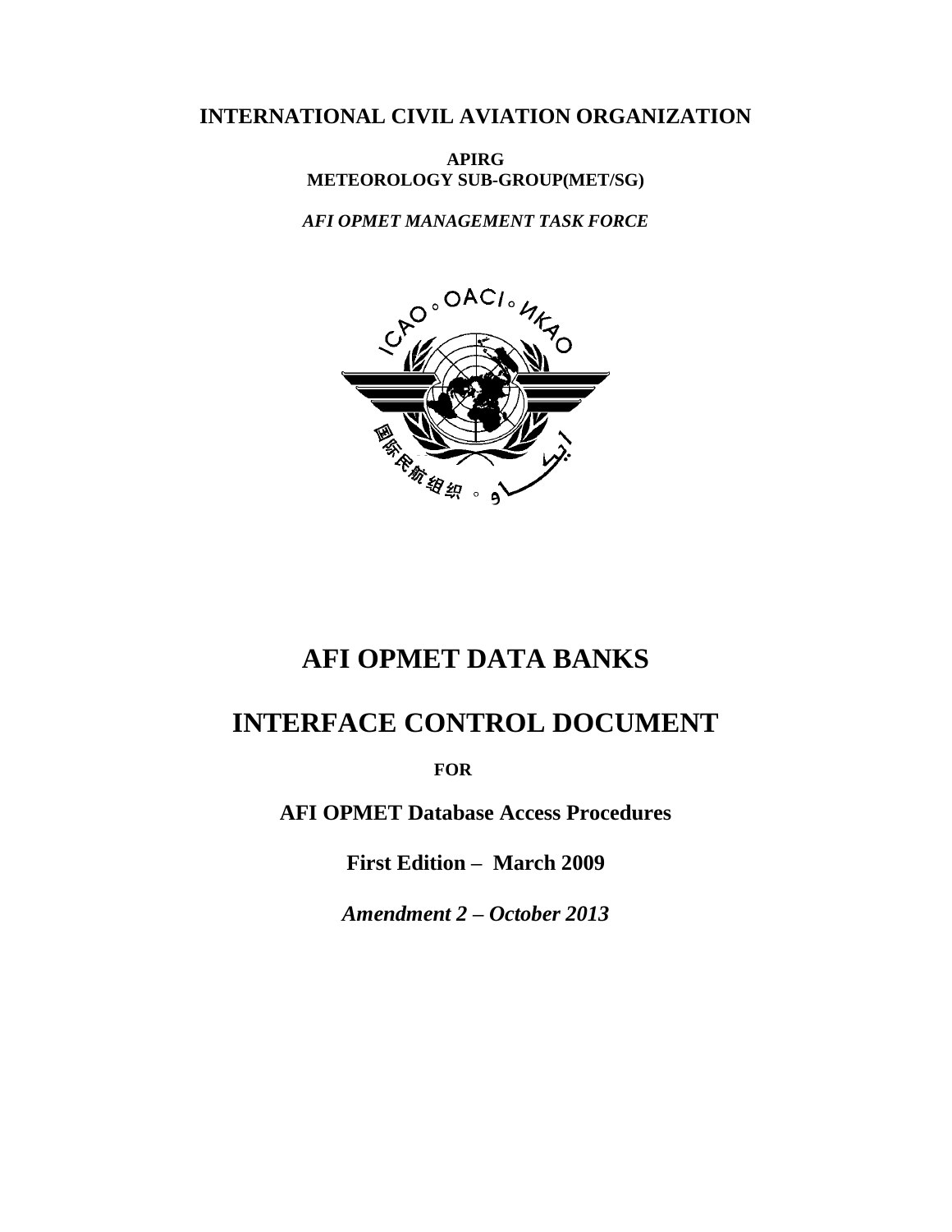**INTERNATIONAL CIVIL AVIATION ORGANIZATION**

**APIRG**
**METEOROLOGY SUB-GROUP(MET/SG)**

***AFI OPMET MANAGEMENT TASK FORCE***

# AFI OPMET DATA BANKS

# INTERFACE CONTROL DOCUMENT

**FOR**

**AFI OPMET Database Access Procedures**

**First Edition – March 2009**

***Amendment 2 – October 2013***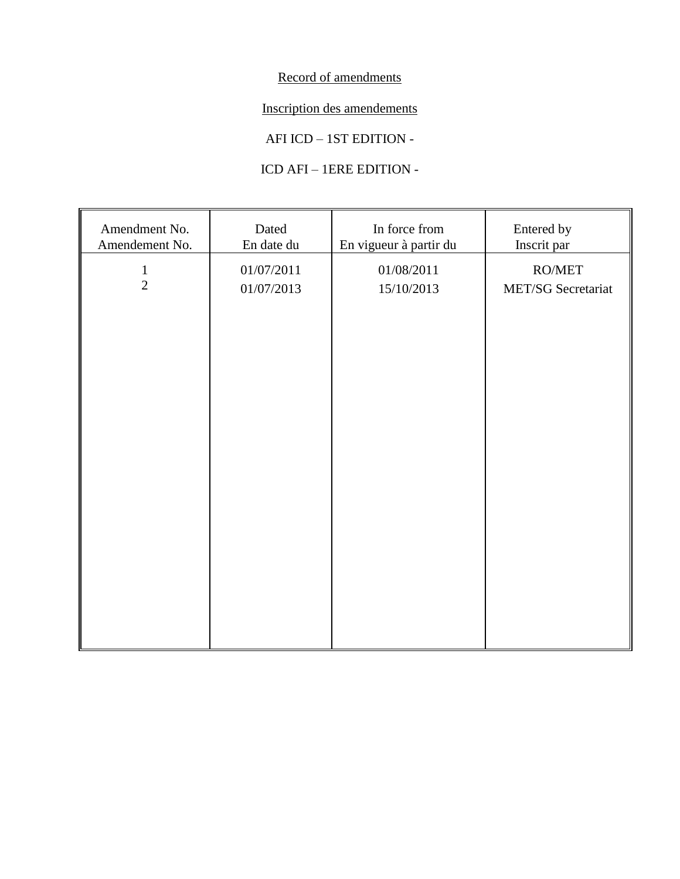Record of amendments

Inscription des amendements

AFI ICD – 1ST EDITION -

ICD AFI – 1ERE EDITION -

| Amendment No.<br>Amendement No. | Dated<br>En date du | In force from<br>En vigueur à partir du | Entered by<br>Inscrit par |
|---|---|---|---|
| 1 | 01/07/2011 | 01/08/2011 | RO/MET |
| 2 | 01/07/2013 | 15/10/2013 | MET/SG Secretariat |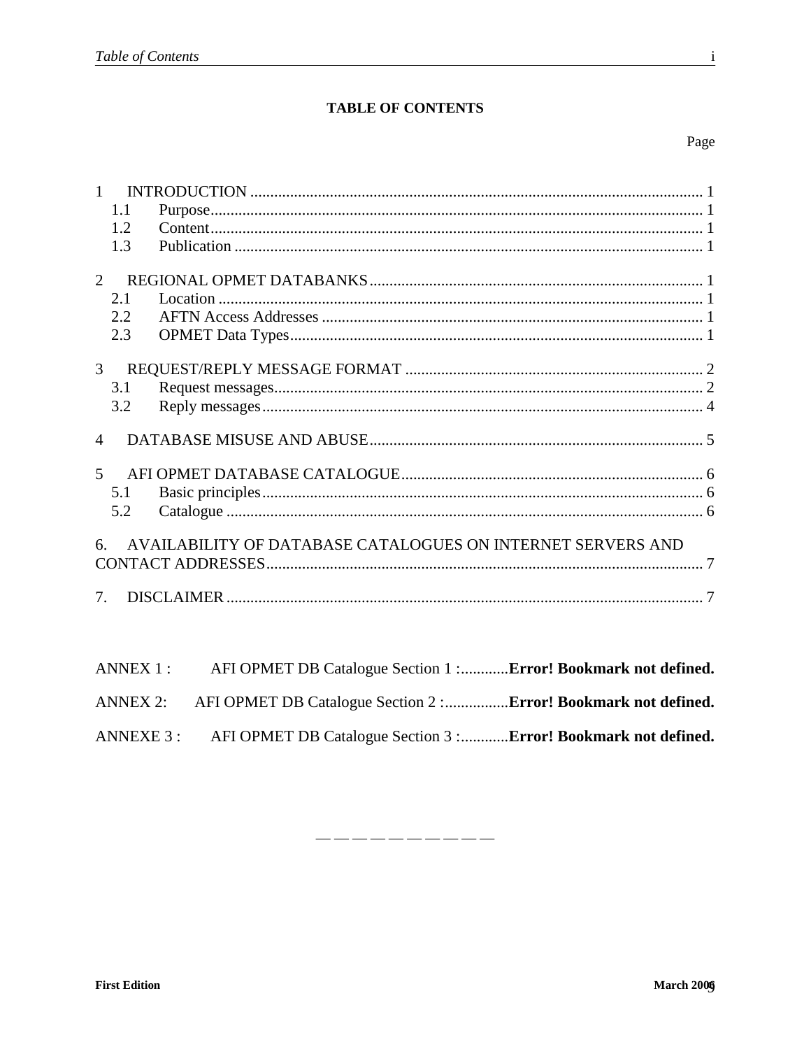**TABLE OF CONTENTS**

Page

1 INTRODUCTION .................................................................................................................. 1
  1.1 Purpose ........................................................................................................................ 1
  1.2 Content ........................................................................................................................ 1
  1.3 Publication .................................................................................................................. 1

2 REGIONAL OPMET DATABANKS .................................................................................... 1
  2.1 Location ...................................................................................................................... 1
  2.2 AFTN Access Addresses ............................................................................................. 1
  2.3 OPMET Data Types ..................................................................................................... 1

3 REQUEST/REPLY MESSAGE FORMAT ........................................................................... 2
  3.1 Request messages ........................................................................................................ 2
  3.2 Reply messages ........................................................................................................... 4

4 DATABASE MISUSE AND ABUSE .................................................................................... 5

5 AFI OPMET DATABASE CATALOGUE ............................................................................ 6
  5.1 Basic principles ............................................................................................................ 6
  5.2 Catalogue ..................................................................................................................... 6

6. AVAILABILITY OF DATABASE CATALOGUES ON INTERNET SERVERS AND CONTACT ADDRESSES ........................................................................................................... 7

7. DISCLAIMER ....................................................................................................................... 7

ANNEX 1 : AFI OPMET DB Catalogue Section 1 :............**Error! Bookmark not defined.**

ANNEX 2: AFI OPMET DB Catalogue Section 2 :................**Error! Bookmark not defined.**

ANNEXE 3 : AFI OPMET DB Catalogue Section 3 :............**Error! Bookmark not defined.**

— — — — — — — — — —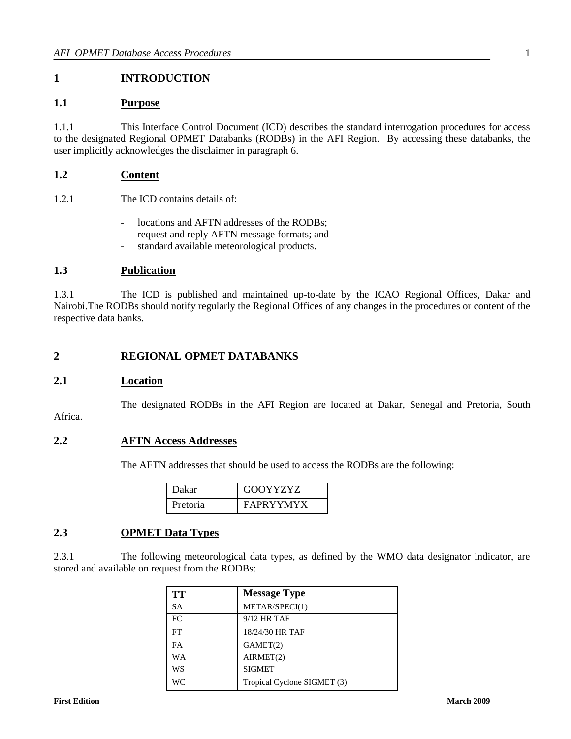# 1 INTRODUCTION

## 1.1 Purpose

1.1.1 This Interface Control Document (ICD) describes the standard interrogation procedures for access to the designated Regional OPMET Databanks (RODBs) in the AFI Region. By accessing these databanks, the user implicitly acknowledges the disclaimer in paragraph 6.

## 1.2 Content

1.2.1 The ICD contains details of:

- locations and AFTN addresses of the RODBs;
- request and reply AFTN message formats; and
- standard available meteorological products.

## 1.3 Publication

1.3.1 The ICD is published and maintained up-to-date by the ICAO Regional Offices, Dakar and Nairobi.The RODBs should notify regularly the Regional Offices of any changes in the procedures or content of the respective data banks.

# 2 REGIONAL OPMET DATABANKS

## 2.1 Location

The designated RODBs in the AFI Region are located at Dakar, Senegal and Pretoria, South Africa.

## 2.2 AFTN Access Addresses

The AFTN addresses that should be used to access the RODBs are the following:

| Dakar | GOOYYZYZ |
|---|---|
| Pretoria | FAPRYYMYX |

## 2.3 OPMET Data Types

2.3.1 The following meteorological data types, as defined by the WMO data designator indicator, are stored and available on request from the RODBs:

| TT | Message Type |
|---|---|
| SA | METAR/SPECI(1) |
| FC | 9/12 HR TAF |
| FT | 18/24/30 HR TAF |
| FA | GAMET(2) |
| WA | AIRMET(2) |
| WS | SIGMET |
| WC | Tropical Cyclone SIGMET (3) |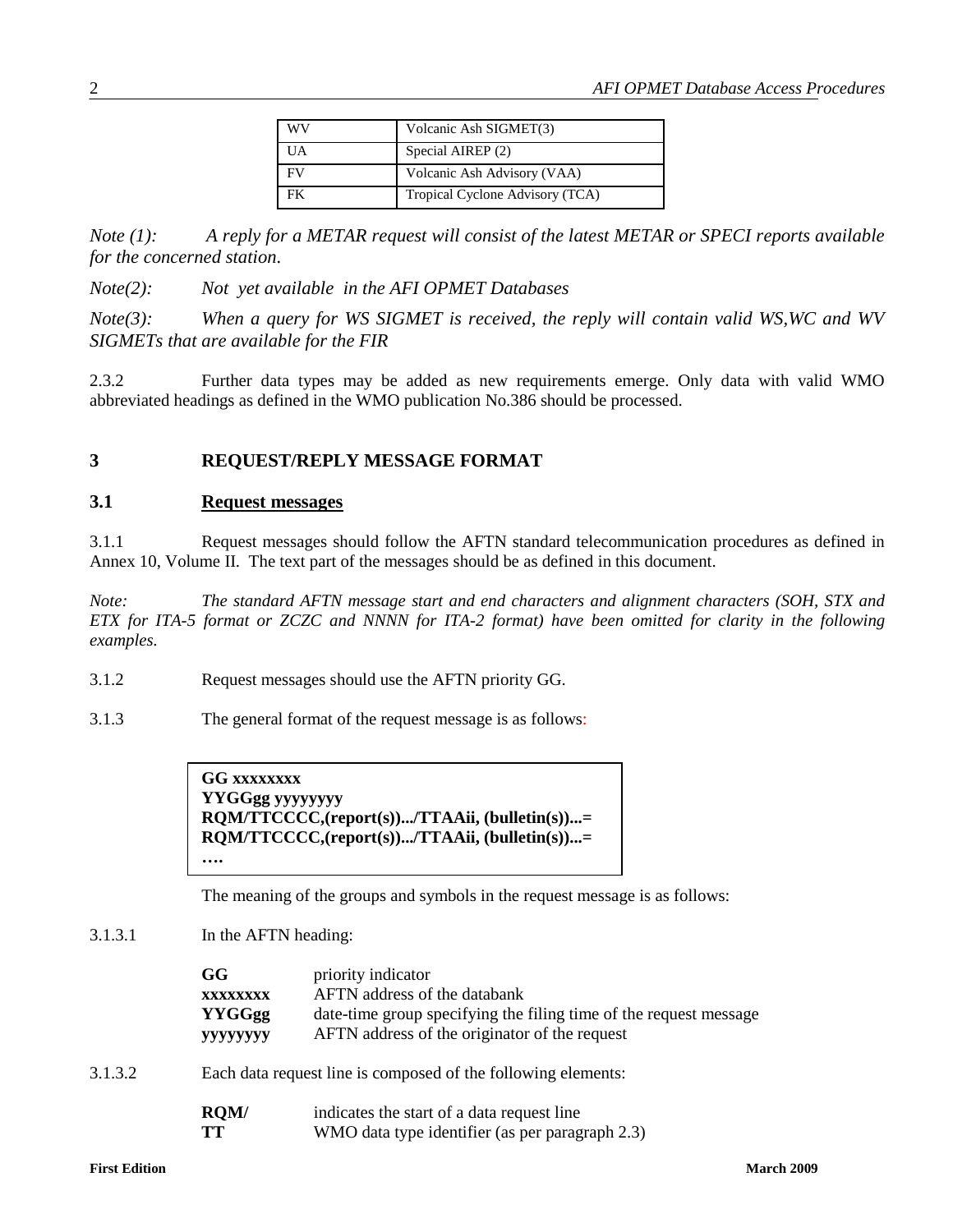| WV | Volcanic Ash SIGMET(3) |
|---|---|
| UA | Special AIREP (2) |
| FV | Volcanic Ash Advisory (VAA) |
| FK | Tropical Cyclone Advisory (TCA) |

*Note (1): A reply for a METAR request will consist of the latest METAR or SPECI reports available for the concerned station.*

*Note(2): Not yet available in the AFI OPMET Databases*

*Note(3): When a query for WS SIGMET is received, the reply will contain valid WS,WC and WV SIGMETs that are available for the FIR*

2.3.2 Further data types may be added as new requirements emerge. Only data with valid WMO abbreviated headings as defined in the WMO publication No.386 should be processed.

# 3 REQUEST/REPLY MESSAGE FORMAT

## 3.1 Request messages

3.1.1 Request messages should follow the AFTN standard telecommunication procedures as defined in Annex 10, Volume II. The text part of the messages should be as defined in this document.

*Note: The standard AFTN message start and end characters and alignment characters (SOH, STX and ETX for ITA-5 format or ZCZC and NNNN for ITA-2 format) have been omitted for clarity in the following examples.*

3.1.2 Request messages should use the AFTN priority GG.

3.1.3 The general format of the request message is as follows:

```
GG xxxxxxxx
YYGGgg yyyyyyyy
RQM/TTCCCC,(report(s)).../TTAAii, (bulletin(s))...=
RQM/TTCCCC,(report(s)).../TTAAii, (bulletin(s))...=
….
```

The meaning of the groups and symbols in the request message is as follows:

3.1.3.1 In the AFTN heading:

| | |
|---|---|
| **GG** | priority indicator |
| **xxxxxxxx** | AFTN address of the databank |
| **YYGGgg** | date-time group specifying the filing time of the request message |
| **yyyyyyyy** | AFTN address of the originator of the request |

3.1.3.2 Each data request line is composed of the following elements:

| | |
|---|---|
| **RQM/** | indicates the start of a data request line |
| **TT** | WMO data type identifier (as per paragraph 2.3) |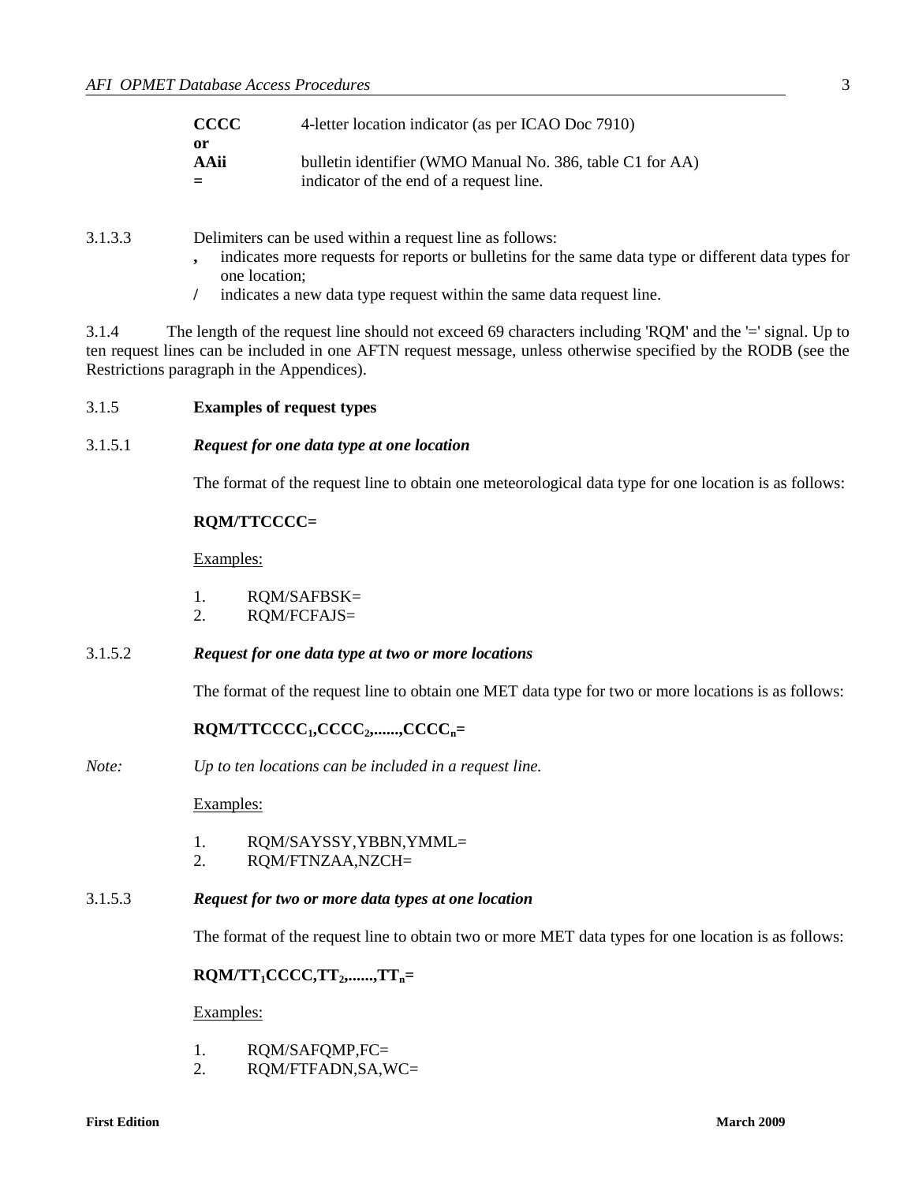| | |
|---|---|
| **CCCC** | 4-letter location indicator (as per ICAO Doc 7910) |
| **or** | |
| **AAii** | bulletin identifier (WMO Manual No. 386, table C1 for AA) |
| **=** | indicator of the end of a request line. |

3.1.3.3 Delimiters can be used within a request line as follows:

- **,** indicates more requests for reports or bulletins for the same data type or different data types for one location;
- **/** indicates a new data type request within the same data request line.

3.1.4 The length of the request line should not exceed 69 characters including 'RQM' and the '=' signal. Up to ten request lines can be included in one AFTN request message, unless otherwise specified by the RODB (see the Restrictions paragraph in the Appendices).

3.1.5 **Examples of request types**

3.1.5.1 ***Request for one data type at one location***

The format of the request line to obtain one meteorological data type for one location is as follows:

**RQM/TTCCCC=**

Examples:

1. RQM/SAFBSK=
2. RQM/FCFAJS=

3.1.5.2 ***Request for one data type at two or more locations***

The format of the request line to obtain one MET data type for two or more locations is as follows:

**RQM/TTCCCC$_1$,CCCC$_2$,......,CCCC$_n$=**

*Note: Up to ten locations can be included in a request line.*

Examples:

1. RQM/SAYSSY,YBBN,YMML=
2. RQM/FTNZAA,NZCH=

3.1.5.3 ***Request for two or more data types at one location***

The format of the request line to obtain two or more MET data types for one location is as follows:

**RQM/TT$_1$CCCC,TT$_2$,......,TT$_n$=**

Examples:

1. RQM/SAFQMP,FC=
2. RQM/FTFADN,SA,WC=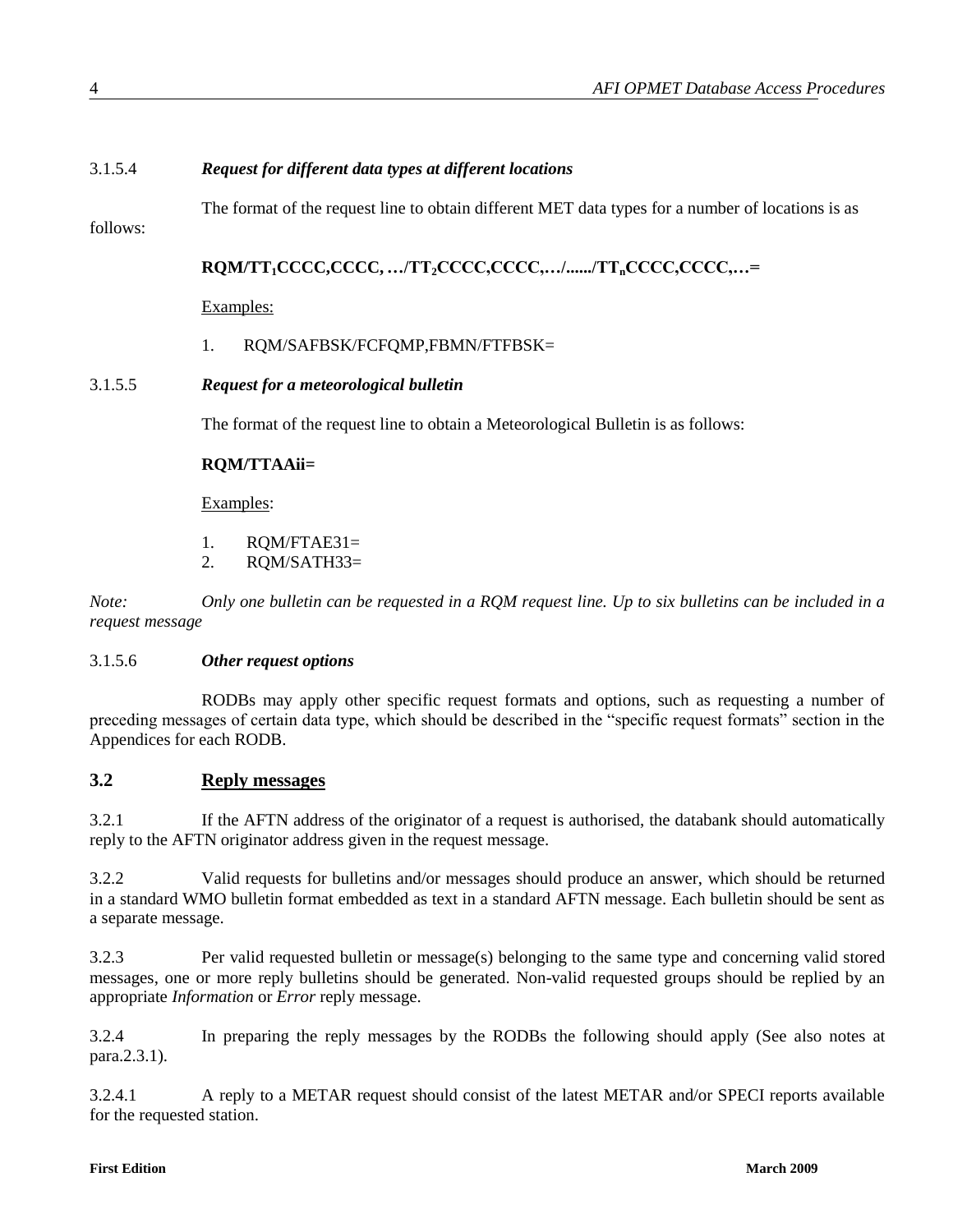#### 3.1.5.4 *Request for different data types at different locations*

The format of the request line to obtain different MET data types for a number of locations is as follows:

**RQM/TT$_1$CCCC,CCCC, …/TT$_2$CCCC,CCCC,…/....../TT$_n$CCCC,CCCC,…=**

Examples:

1. RQM/SAFBSK/FCFQMP,FBMN/FTFBSK=

#### 3.1.5.5 *Request for a meteorological bulletin*

The format of the request line to obtain a Meteorological Bulletin is as follows:

**RQM/TTAAii=**

Examples:

1. RQM/FTAE31=
2. RQM/SATH33=

*Note: Only one bulletin can be requested in a RQM request line. Up to six bulletins can be included in a request message*

#### 3.1.5.6 *Other request options*

RODBs may apply other specific request formats and options, such as requesting a number of preceding messages of certain data type, which should be described in the "specific request formats" section in the Appendices for each RODB.

## 3.2 Reply messages

3.2.1 If the AFTN address of the originator of a request is authorised, the databank should automatically reply to the AFTN originator address given in the request message.

3.2.2 Valid requests for bulletins and/or messages should produce an answer, which should be returned in a standard WMO bulletin format embedded as text in a standard AFTN message. Each bulletin should be sent as a separate message.

3.2.3 Per valid requested bulletin or message(s) belonging to the same type and concerning valid stored messages, one or more reply bulletins should be generated. Non-valid requested groups should be replied by an appropriate *Information* or *Error* reply message.

3.2.4 In preparing the reply messages by the RODBs the following should apply (See also notes at para.2.3.1).

3.2.4.1 A reply to a METAR request should consist of the latest METAR and/or SPECI reports available for the requested station.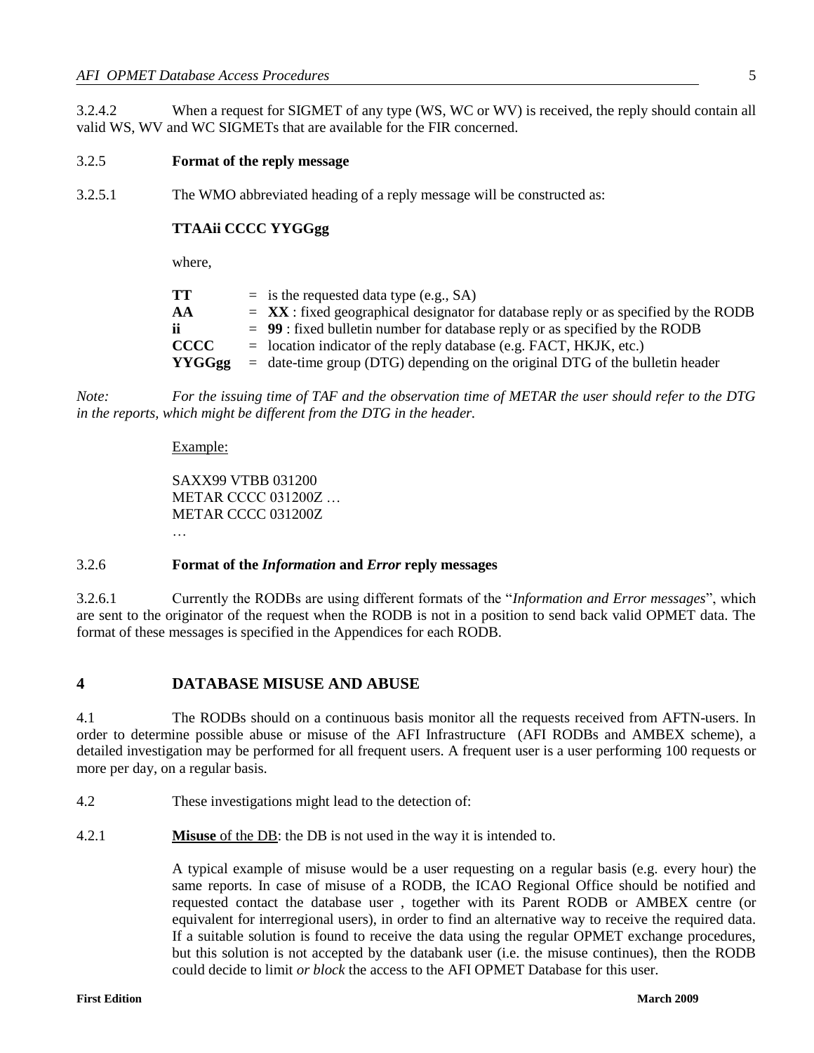3.2.4.2 When a request for SIGMET of any type (WS, WC or WV) is received, the reply should contain all valid WS, WV and WC SIGMETs that are available for the FIR concerned.

3.2.5 **Format of the reply message**

3.2.5.1 The WMO abbreviated heading of a reply message will be constructed as:

**TTAAii CCCC YYGGgg**

where,

| | | |
|---|---|---|
| **TT** | = | is the requested data type (e.g., SA) |
| **AA** | = | **XX** : fixed geographical designator for database reply or as specified by the RODB |
| **ii** | = | **99** : fixed bulletin number for database reply or as specified by the RODB |
| **CCCC** | = | location indicator of the reply database (e.g. FACT, HKJK, etc.) |
| **YYGGgg** | = | date-time group (DTG) depending on the original DTG of the bulletin header |

*Note: For the issuing time of TAF and the observation time of METAR the user should refer to the DTG in the reports, which might be different from the DTG in the header.*

Example:

SAXX99 VTBB 031200
METAR CCCC 031200Z …
METAR CCCC 031200Z
…

3.2.6 **Format of the *Information* and *Error* reply messages**

3.2.6.1 Currently the RODBs are using different formats of the "*Information and Error messages*", which are sent to the originator of the request when the RODB is not in a position to send back valid OPMET data. The format of these messages is specified in the Appendices for each RODB.

## 4 DATABASE MISUSE AND ABUSE

4.1 The RODBs should on a continuous basis monitor all the requests received from AFTN-users. In order to determine possible abuse or misuse of the AFI Infrastructure (AFI RODBs and AMBEX scheme), a detailed investigation may be performed for all frequent users. A frequent user is a user performing 100 requests or more per day, on a regular basis.

4.2 These investigations might lead to the detection of:

4.2.1 **Misuse** of the DB: the DB is not used in the way it is intended to.

A typical example of misuse would be a user requesting on a regular basis (e.g. every hour) the same reports. In case of misuse of a RODB, the ICAO Regional Office should be notified and requested contact the database user , together with its Parent RODB or AMBEX centre (or equivalent for interregional users), in order to find an alternative way to receive the required data. If a suitable solution is found to receive the data using the regular OPMET exchange procedures, but this solution is not accepted by the databank user (i.e. the misuse continues), then the RODB could decide to limit *or block* the access to the AFI OPMET Database for this user.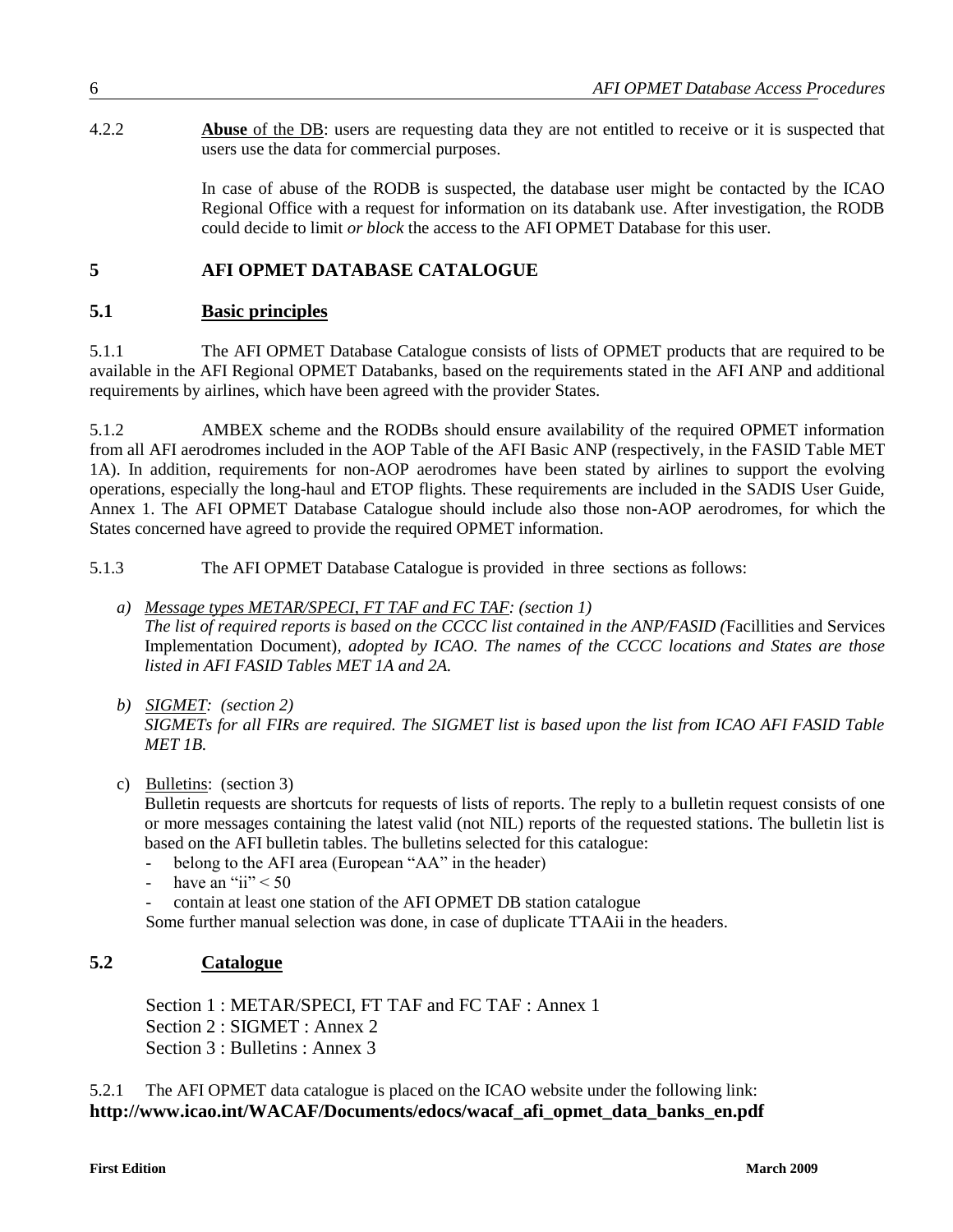4.2.2 **Abuse** of the DB: users are requesting data they are not entitled to receive or it is suspected that users use the data for commercial purposes.

In case of abuse of the RODB is suspected, the database user might be contacted by the ICAO Regional Office with a request for information on its databank use. After investigation, the RODB could decide to limit *or block* the access to the AFI OPMET Database for this user.

# 5 AFI OPMET DATABASE CATALOGUE

## 5.1 Basic principles

5.1.1 The AFI OPMET Database Catalogue consists of lists of OPMET products that are required to be available in the AFI Regional OPMET Databanks, based on the requirements stated in the AFI ANP and additional requirements by airlines, which have been agreed with the provider States.

5.1.2 AMBEX scheme and the RODBs should ensure availability of the required OPMET information from all AFI aerodromes included in the AOP Table of the AFI Basic ANP (respectively, in the FASID Table MET 1A). In addition, requirements for non-AOP aerodromes have been stated by airlines to support the evolving operations, especially the long-haul and ETOP flights. These requirements are included in the SADIS User Guide, Annex 1. The AFI OPMET Database Catalogue should include also those non-AOP aerodromes, for which the States concerned have agreed to provide the required OPMET information.

5.1.3 The AFI OPMET Database Catalogue is provided in three sections as follows:

a) *Message types METAR/SPECI, FT TAF and FC TAF: (section 1)*
*The list of required reports is based on the CCCC list contained in the ANP/FASID (*Facillities and Services Implementation Document)*, adopted by ICAO. The names of the CCCC locations and States are those listed in AFI FASID Tables MET 1A and 2A.*

b) *SIGMET: (section 2)*
*SIGMETs for all FIRs are required. The SIGMET list is based upon the list from ICAO AFI FASID Table MET 1B.*

c) Bulletins: (section 3)
Bulletin requests are shortcuts for requests of lists of reports. The reply to a bulletin request consists of one or more messages containing the latest valid (not NIL) reports of the requested stations. The bulletin list is based on the AFI bulletin tables. The bulletins selected for this catalogue:
- belong to the AFI area (European "AA" in the header)
- have an "ii" < 50
- contain at least one station of the AFI OPMET DB station catalogue

Some further manual selection was done, in case of duplicate TTAAii in the headers.

## 5.2 Catalogue

Section 1 : METAR/SPECI, FT TAF and FC TAF : Annex 1
Section 2 : SIGMET : Annex 2
Section 3 : Bulletins : Annex 3

5.2.1 The AFI OPMET data catalogue is placed on the ICAO website under the following link:
**http://www.icao.int/WACAF/Documents/edocs/wacaf_afi_opmet_data_banks_en.pdf**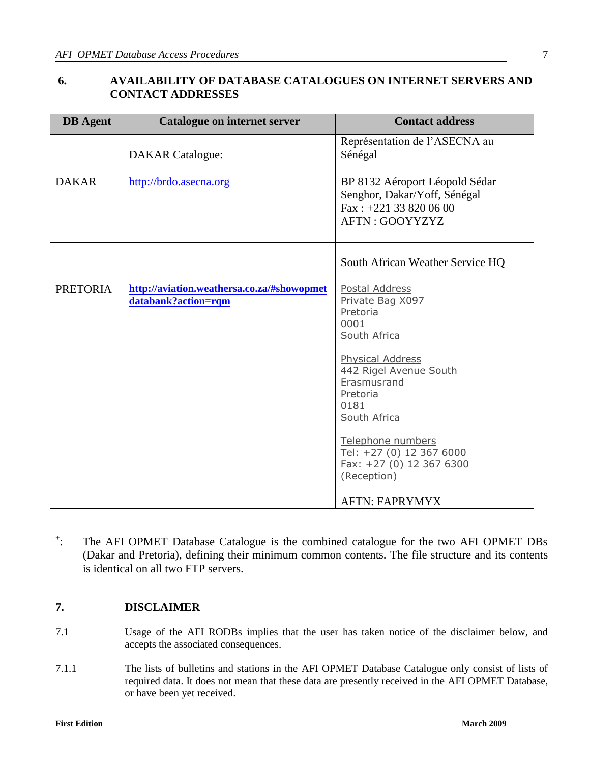## 6. AVAILABILITY OF DATABASE CATALOGUES ON INTERNET SERVERS AND CONTACT ADDRESSES

| DB Agent | Catalogue on internet server | Contact address |
|---|---|---|
| DAKAR | DAKAR Catalogue:<br><br>http://brdo.asecna.org | Représentation de l'ASECNA au Sénégal<br><br>BP 8132 Aéroport Léopold Sédar Senghor, Dakar/Yoff, Sénégal<br>Fax : +221 33 820 06 00<br>AFTN : GOOYYZYZ |
| PRETORIA | **http://aviation.weathersa.co.za/#showopmetdatabank?action=rqm** | South African Weather Service HQ<br><br>Postal Address<br>Private Bag X097<br>Pretoria<br>0001<br>South Africa<br><br>Physical Address<br>442 Rigel Avenue South<br>Erasmusrand<br>Pretoria<br>0181<br>South Africa<br><br>Telephone numbers<br>Tel: +27 (0) 12 367 6000<br>Fax: +27 (0) 12 367 6300<br>(Reception)<br><br>AFTN: FAPRYMYX |

+: The AFI OPMET Database Catalogue is the combined catalogue for the two AFI OPMET DBs (Dakar and Pretoria), defining their minimum common contents. The file structure and its contents is identical on all two FTP servers.

## 7. DISCLAIMER

7.1 Usage of the AFI RODBs implies that the user has taken notice of the disclaimer below, and accepts the associated consequences.

7.1.1 The lists of bulletins and stations in the AFI OPMET Database Catalogue only consist of lists of required data. It does not mean that these data are presently received in the AFI OPMET Database, or have been yet received.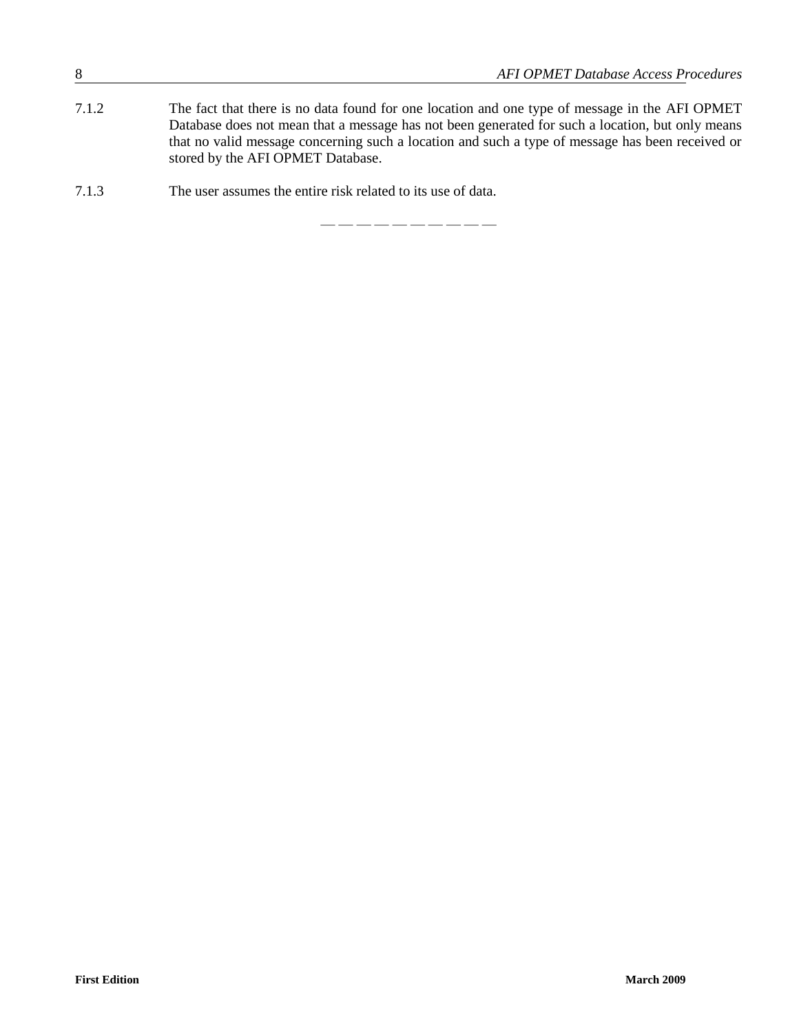7.1.2 The fact that there is no data found for one location and one type of message in the AFI OPMET Database does not mean that a message has not been generated for such a location, but only means that no valid message concerning such a location and such a type of message has been received or stored by the AFI OPMET Database.

7.1.3 The user assumes the entire risk related to its use of data.

— — — — — — — — — —